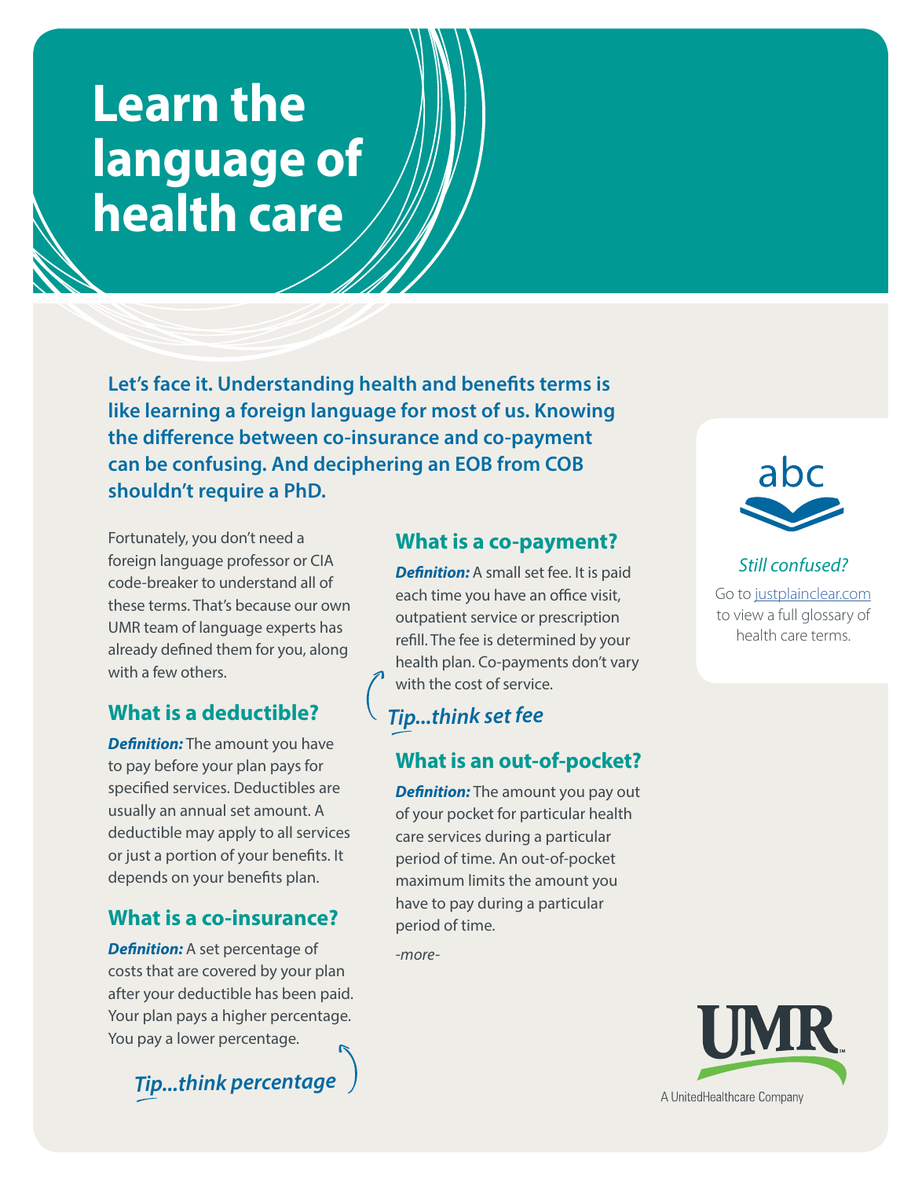# Learn the language of health care

**Let's face it. Understanding health and benefits terms is like learning a foreign language for most of us. Knowing the difference between co-insurance and co-payment can be confusing. And deciphering an EOB from COB shouldn't require a PhD.**

Fortunately, you don't need a foreign language professor or CIA code-breaker to understand all of these terms. That's because our own UMR team of language experts has already defined them for you, along with a few others.

## What is a deductible?

***Definition:*** The amount you have to pay before your plan pays for specified services. Deductibles are usually an annual set amount. A deductible may apply to all services or just a portion of your benefits. It depends on your benefits plan.

## What is a co-insurance?

***Definition:*** A set percentage of costs that are covered by your plan after your deductible has been paid. Your plan pays a higher percentage. You pay a lower percentage.

***Tip...think percentage***

## What is a co-payment?

***Definition:*** A small set fee. It is paid each time you have an office visit, outpatient service or prescription refill. The fee is determined by your health plan. Co-payments don't vary with the cost of service.

***Tip...think set fee***

## What is an out-of-pocket?

***Definition:*** The amount you pay out of your pocket for particular health care services during a particular period of time. An out-of-pocket maximum limits the amount you have to pay during a particular period of time.

*-more-*

abc

*Still confused?*

Go to justplainclear.com to view a full glossary of health care terms.

UMR

A UnitedHealthcare Company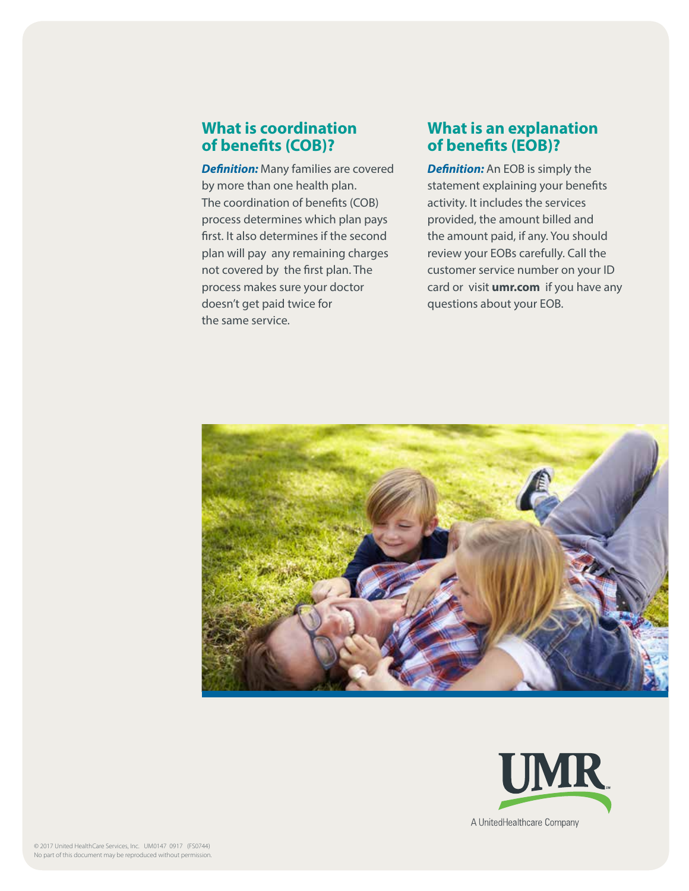## What is coordination of benefits (COB)?

***Definition:*** Many families are covered by more than one health plan. The coordination of benefits (COB) process determines which plan pays first. It also determines if the second plan will pay any remaining charges not covered by the first plan. The process makes sure your doctor doesn't get paid twice for the same service.

## What is an explanation of benefits (EOB)?

***Definition:*** An EOB is simply the statement explaining your benefits activity. It includes the services provided, the amount billed and the amount paid, if any. You should review your EOBs carefully. Call the customer service number on your ID card or visit **umr.com** if you have any questions about your EOB.

UMR

A UnitedHealthcare Company

© 2017 United HealthCare Services, Inc. UM0147 0917 (FS0744)
No part of this document may be reproduced without permission.